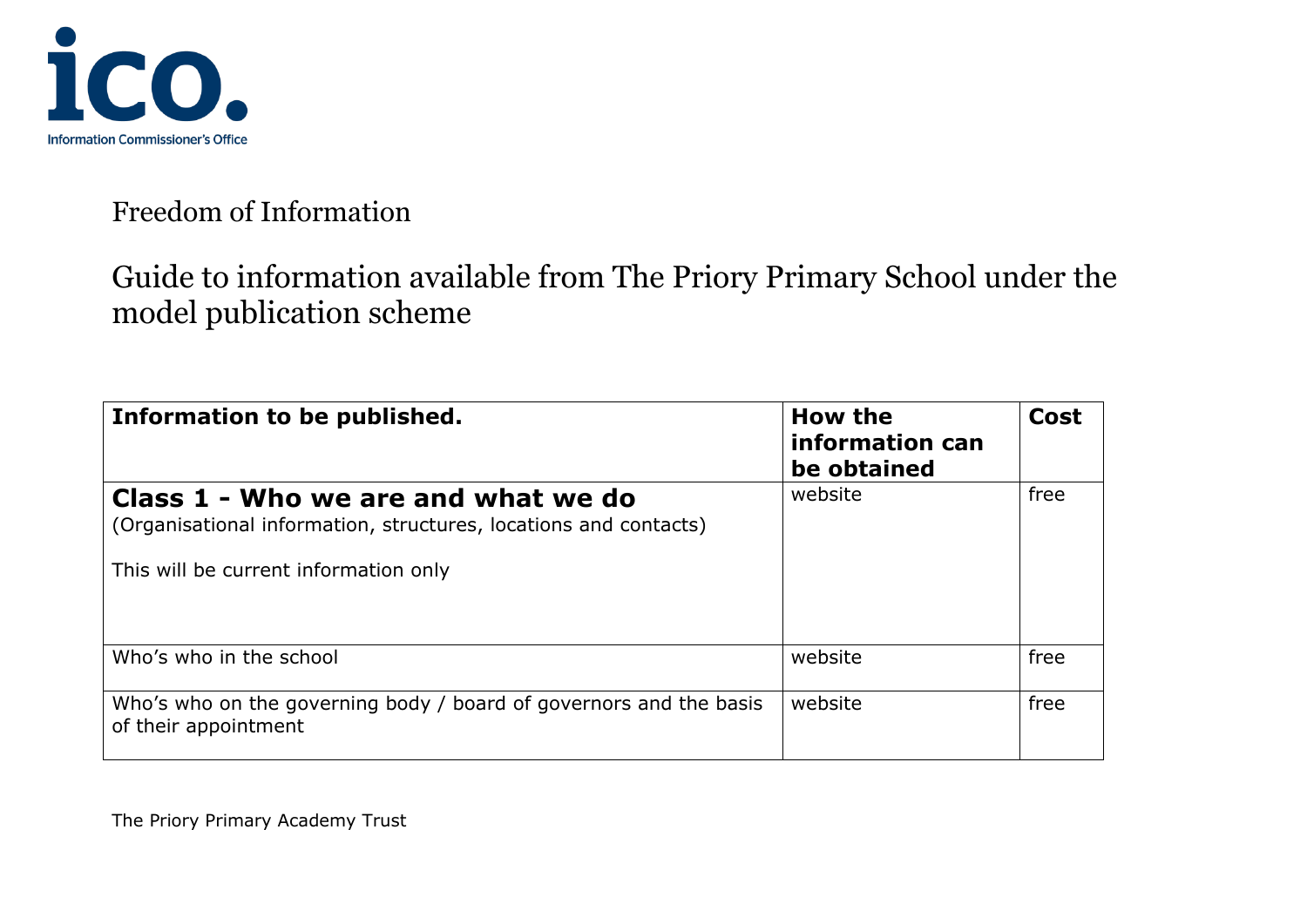ico.

Information Commissioner's Office

# Freedom of Information

## Guide to information available from The Priory Primary School under the model publication scheme

| Information to be published. | How the information can be obtained | Cost |
|---|---|---|
| **Class 1 - Who we are and what we do**<br>(Organisational information, structures, locations and contacts)<br><br>This will be current information only | website | free |
| Who's who in the school | website | free |
| Who's who on the governing body / board of governors and the basis of their appointment | website | free |

The Priory Primary Academy Trust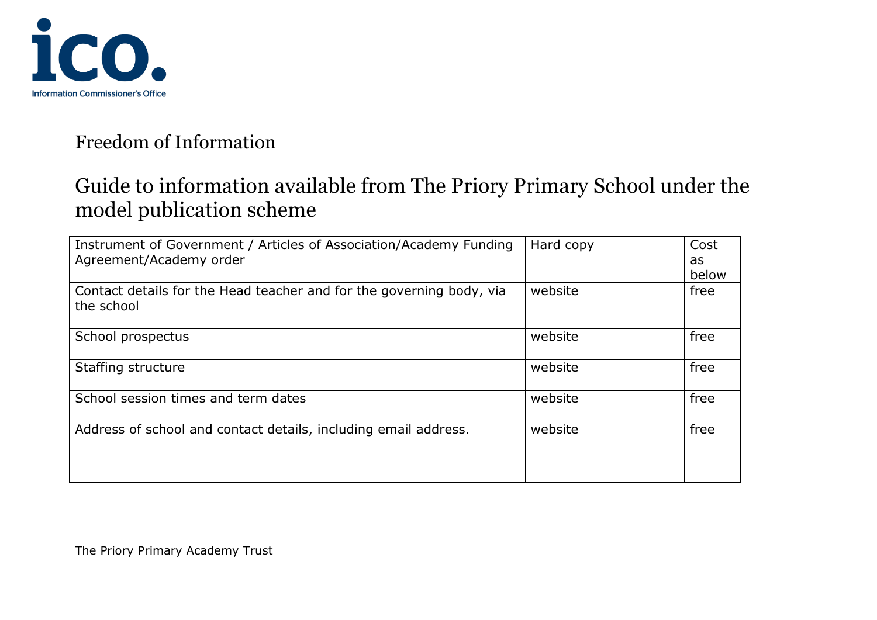ico. Information Commissioner's Office

# Freedom of Information

## Guide to information available from The Priory Primary School under the model publication scheme

| Instrument of Government / Articles of Association/Academy Funding Agreement/Academy order | Hard copy | Cost as below |
|---|---|---|
| Contact details for the Head teacher and for the governing body, via the school | website | free |
| School prospectus | website | free |
| Staffing structure | website | free |
| School session times and term dates | website | free |
| Address of school and contact details, including email address. | website | free |

The Priory Primary Academy Trust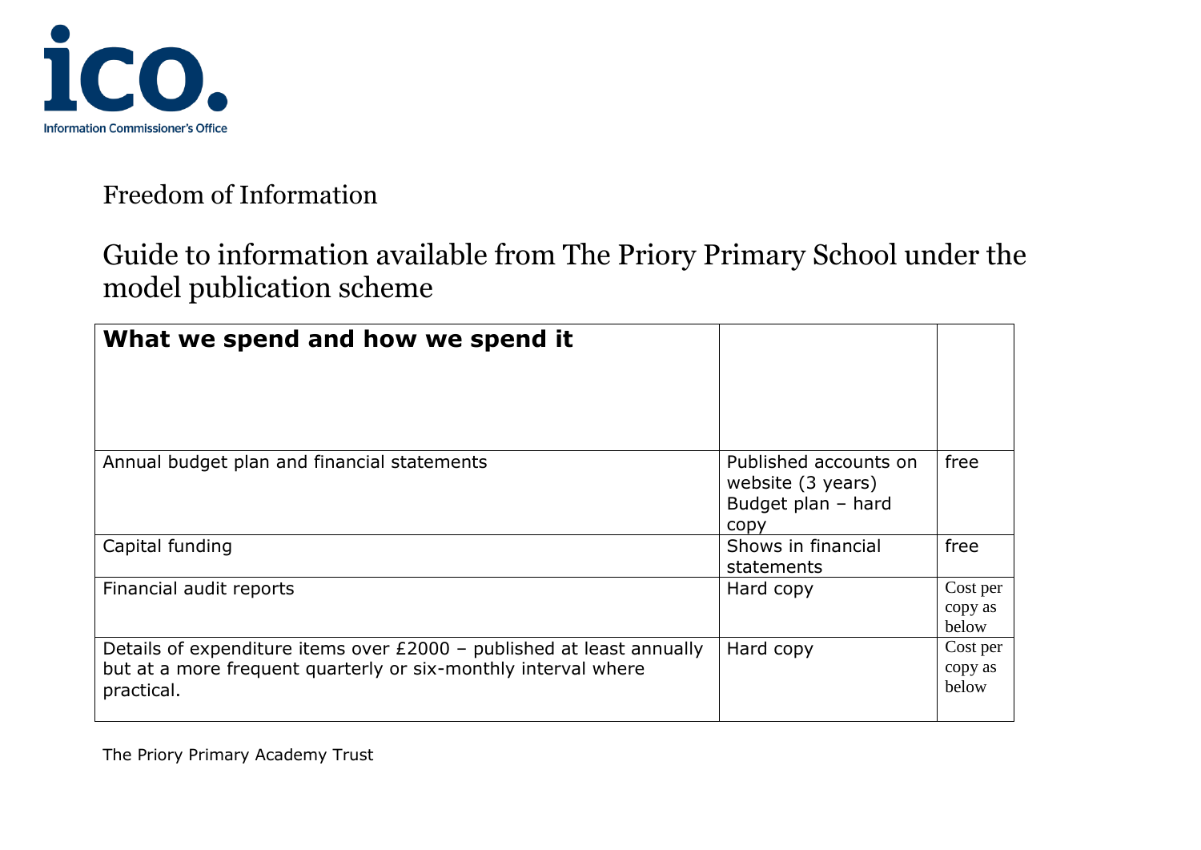Information Commissioner's Office

Freedom of Information

# Guide to information available from The Priory Primary School under the model publication scheme

| What we spend and how we spend it | | |
|---|---|---|
| Annual budget plan and financial statements | Published accounts on website (3 years)<br>Budget plan – hard copy | free |
| Capital funding | Shows in financial statements | free |
| Financial audit reports | Hard copy | Cost per copy as below |
| Details of expenditure items over £2000 – published at least annually but at a more frequent quarterly or six-monthly interval where practical. | Hard copy | Cost per copy as below |

The Priory Primary Academy Trust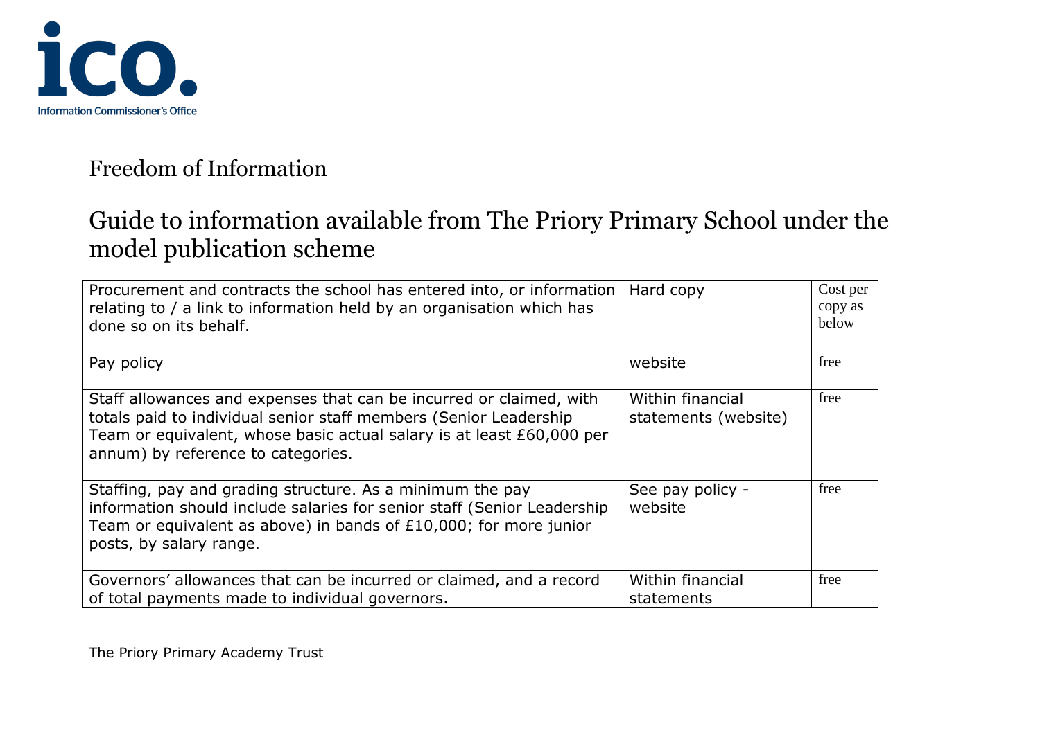# Freedom of Information

## Guide to information available from The Priory Primary School under the model publication scheme

| | | |
|---|---|---|
| Procurement and contracts the school has entered into, or information relating to / a link to information held by an organisation which has done so on its behalf. | Hard copy | Cost per copy as below |
| Pay policy | website | free |
| Staff allowances and expenses that can be incurred or claimed, with totals paid to individual senior staff members (Senior Leadership Team or equivalent, whose basic actual salary is at least £60,000 per annum) by reference to categories. | Within financial statements (website) | free |
| Staffing, pay and grading structure. As a minimum the pay information should include salaries for senior staff (Senior Leadership Team or equivalent as above) in bands of £10,000; for more junior posts, by salary range. | See pay policy - website | free |
| Governors' allowances that can be incurred or claimed, and a record of total payments made to individual governors. | Within financial statements | free |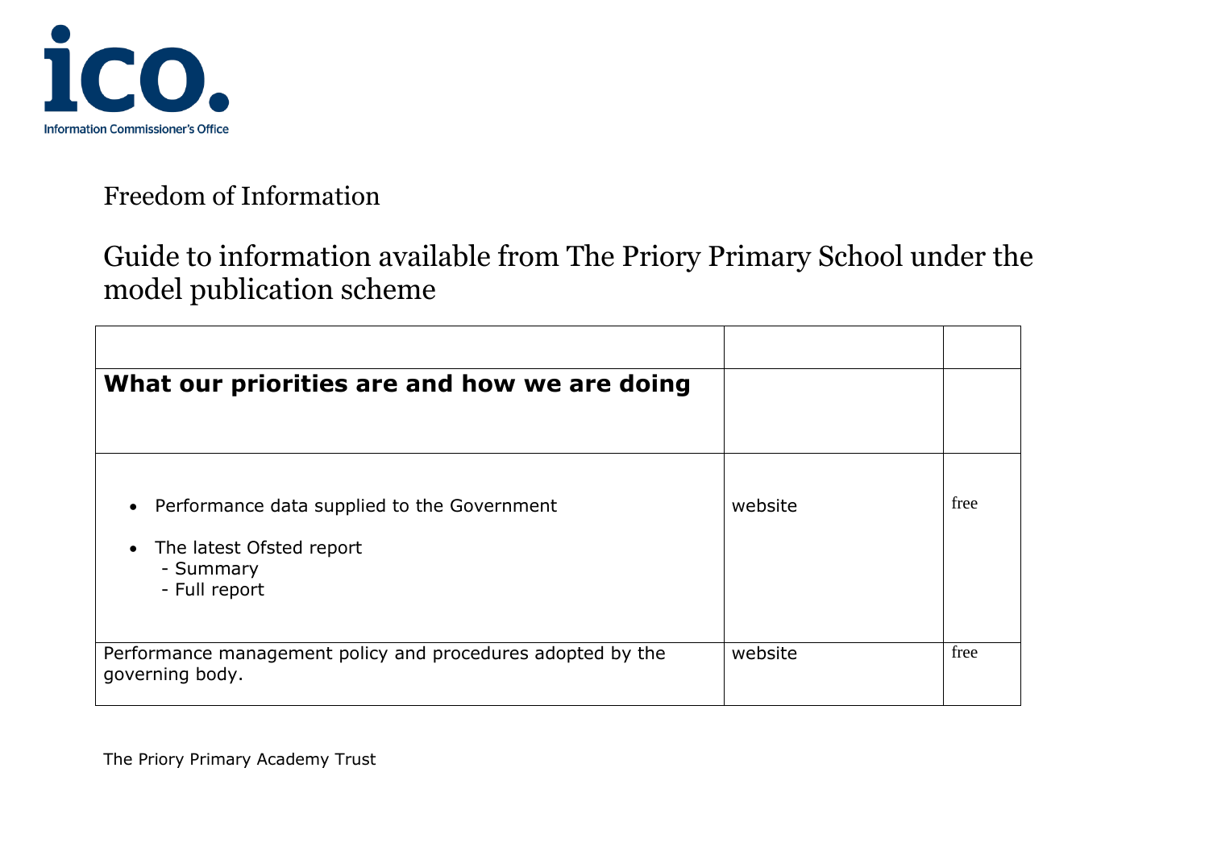Freedom of Information

Guide to information available from The Priory Primary School under the model publication scheme

| | | |
|---|---|---|
| **What our priorities are and how we are doing** | | |
| • Performance data supplied to the Government<br>• The latest Ofsted report<br>- Summary<br>- Full report | website | free |
| Performance management policy and procedures adopted by the governing body. | website | free |

The Priory Primary Academy Trust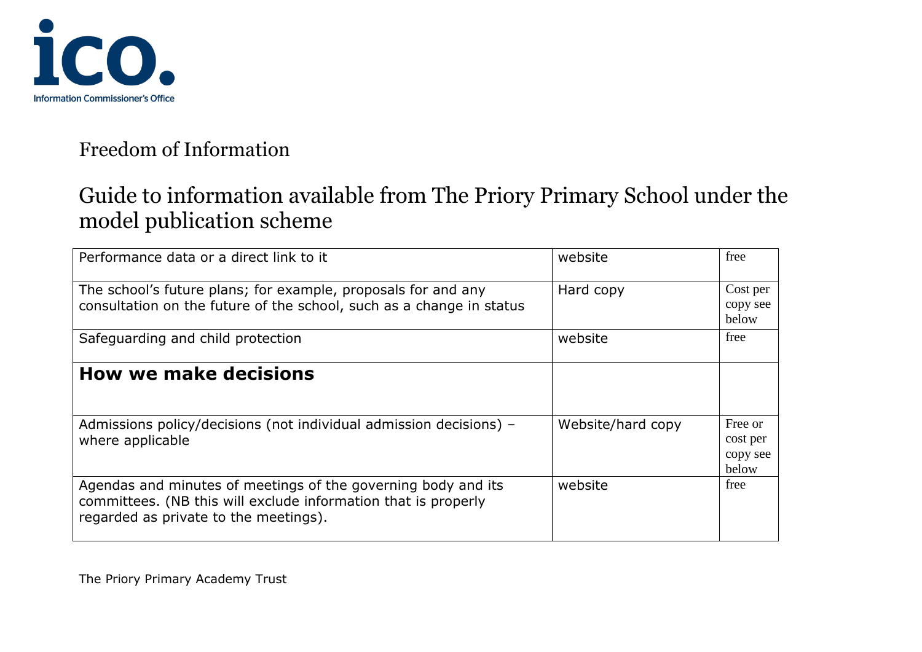Freedom of Information

## Guide to information available from The Priory Primary School under the model publication scheme

| | | |
|---|---|---|
| Performance data or a direct link to it | website | free |
| The school's future plans; for example, proposals for and any consultation on the future of the school, such as a change in status | Hard copy | Cost per copy see below |
| Safeguarding and child protection | website | free |
| **How we make decisions** | | |
| Admissions policy/decisions (not individual admission decisions) – where applicable | Website/hard copy | Free or cost per copy see below |
| Agendas and minutes of meetings of the governing body and its committees. (NB this will exclude information that is properly regarded as private to the meetings). | website | free |

The Priory Primary Academy Trust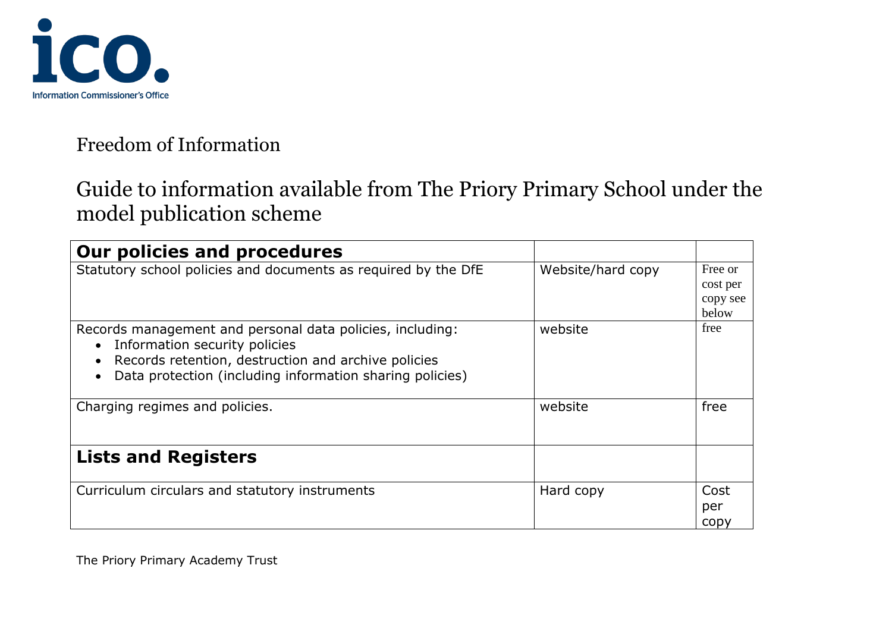ico.
Information Commissioner's Office

Freedom of Information

Guide to information available from The Priory Primary School under the model publication scheme

| **Our policies and procedures** | | |
|---|---|---|
| Statutory school policies and documents as required by the DfE | Website/hard copy | Free or cost per copy see below |
| Records management and personal data policies, including:<br>• Information security policies<br>• Records retention, destruction and archive policies<br>• Data protection (including information sharing policies) | website | free |
| Charging regimes and policies. | website | free |
| **Lists and Registers** | | |
| Curriculum circulars and statutory instruments | Hard copy | Cost per copy |

The Priory Primary Academy Trust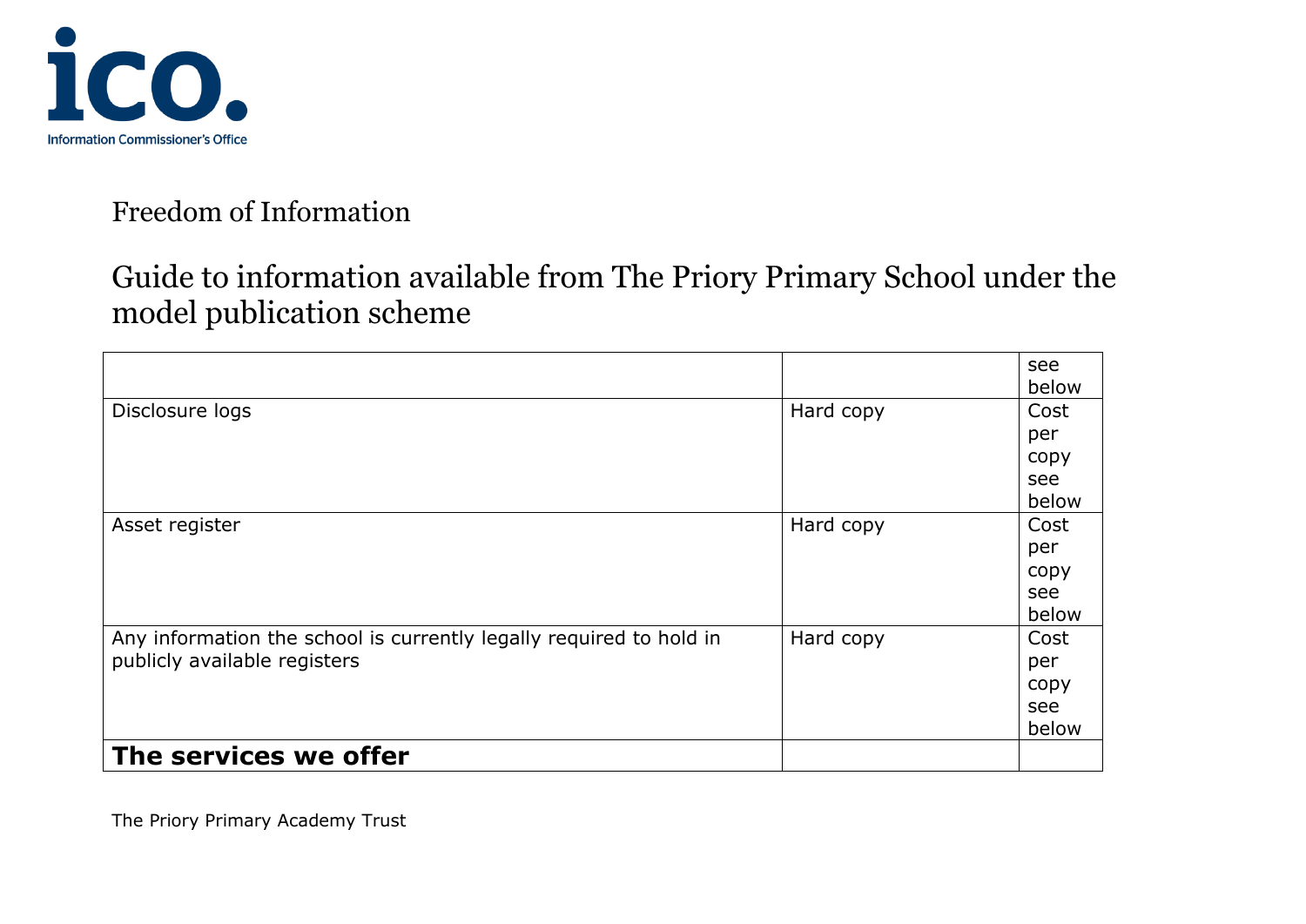Freedom of Information

Guide to information available from The Priory Primary School under the model publication scheme

| | | see below |
|---|---|---|
| Disclosure logs | Hard copy | Cost per copy see below |
| Asset register | Hard copy | Cost per copy see below |
| Any information the school is currently legally required to hold in publicly available registers | Hard copy | Cost per copy see below |
| **The services we offer** | | |

The Priory Primary Academy Trust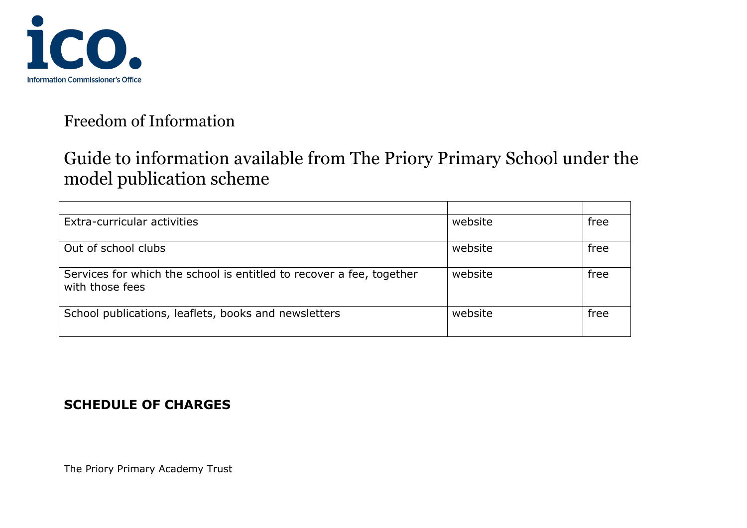Information Commissioner's Office

Freedom of Information

## Guide to information available from The Priory Primary School under the model publication scheme

| | | |
|---|---|---|
| Extra-curricular activities | website | free |
| Out of school clubs | website | free |
| Services for which the school is entitled to recover a fee, together with those fees | website | free |
| School publications, leaflets, books and newsletters | website | free |

**SCHEDULE OF CHARGES**

The Priory Primary Academy Trust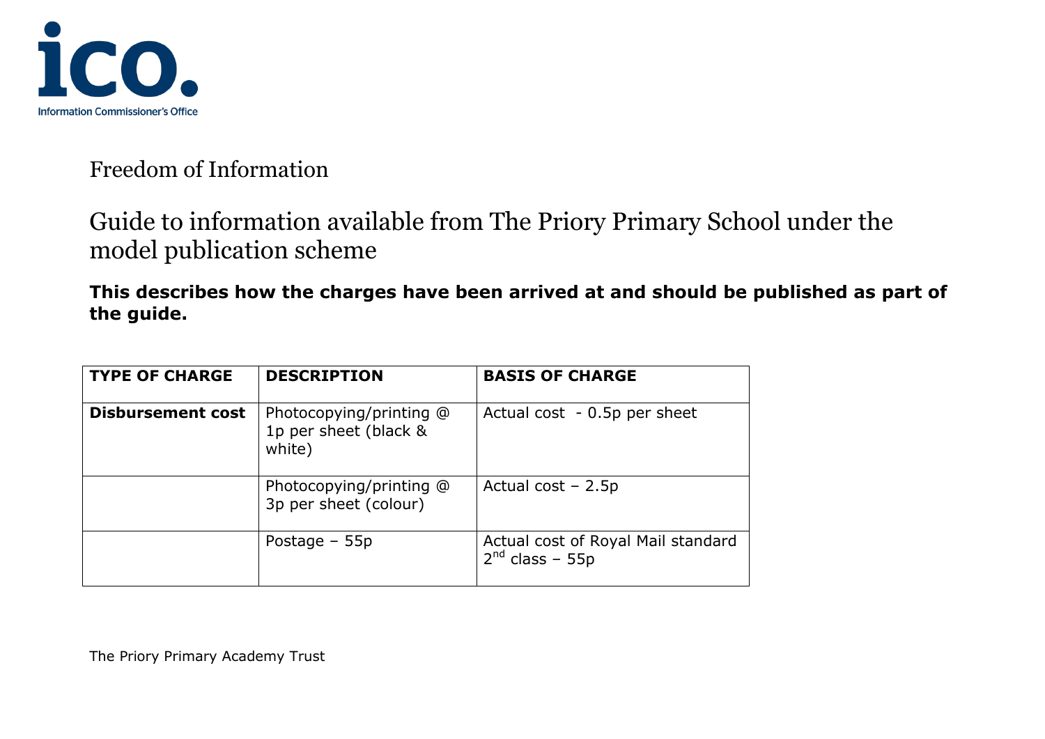ico.
Information Commissioner's Office

# Freedom of Information

## Guide to information available from The Priory Primary School under the model publication scheme

**This describes how the charges have been arrived at and should be published as part of the guide.**

| TYPE OF CHARGE | DESCRIPTION | BASIS OF CHARGE |
|---|---|---|
| **Disbursement cost** | Photocopying/printing @ 1p per sheet (black & white) | Actual cost - 0.5p per sheet |
| | Photocopying/printing @ 3p per sheet (colour) | Actual cost – 2.5p |
| | Postage – 55p | Actual cost of Royal Mail standard 2nd class – 55p |

The Priory Primary Academy Trust